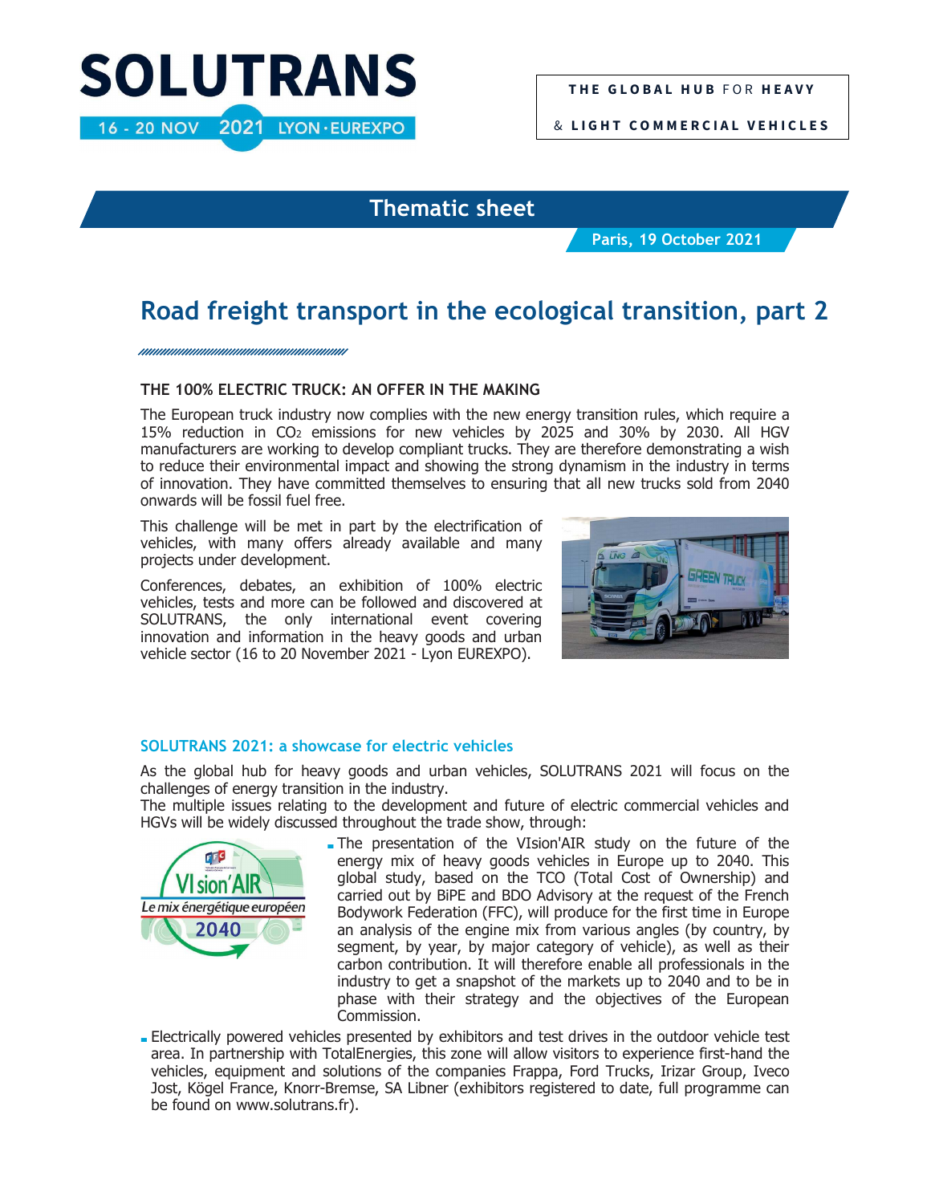# SOLUTRANS

16 - 20 NOV 2021 LYON · EUREXPO

**THE GLOBAL HUB** FOR **HEAVY & LIGHT COMMERCIAL VEHICLES**

## Thematic sheet

**Paris, 19 October 2021**

# Road freight transport in the ecological transition, part 2

### THE 100% ELECTRIC TRUCK: AN OFFER IN THE MAKING

The European truck industry now complies with the new energy transition rules, which require a 15% reduction in $CO_2$ emissions for new vehicles by 2025 and 30% by 2030. All HGV manufacturers are working to develop compliant trucks. They are therefore demonstrating a wish to reduce their environmental impact and showing the strong dynamism in the industry in terms of innovation. They have committed themselves to ensuring that all new trucks sold from 2040 onwards will be fossil fuel free.

This challenge will be met in part by the electrification of vehicles, with many offers already available and many projects under development.

Conferences, debates, an exhibition of 100% electric vehicles, tests and more can be followed and discovered at SOLUTRANS, the only international event covering innovation and information in the heavy goods and urban vehicle sector (16 to 20 November 2021 - Lyon EUREXPO).

### SOLUTRANS 2021: a showcase for electric vehicles

As the global hub for heavy goods and urban vehicles, SOLUTRANS 2021 will focus on the challenges of energy transition in the industry.
The multiple issues relating to the development and future of electric commercial vehicles and HGVs will be widely discussed throughout the trade show, through:

- The presentation of the VIsion'AIR study on the future of the energy mix of heavy goods vehicles in Europe up to 2040. This global study, based on the TCO (Total Cost of Ownership) and carried out by BiPE and BDO Advisory at the request of the French Bodywork Federation (FFC), will produce for the first time in Europe an analysis of the engine mix from various angles (by country, by segment, by year, by major category of vehicle), as well as their carbon contribution. It will therefore enable all professionals in the industry to get a snapshot of the markets up to 2040 and to be in phase with their strategy and the objectives of the European Commission.
- Electrically powered vehicles presented by exhibitors and test drives in the outdoor vehicle test area. In partnership with TotalEnergies, this zone will allow visitors to experience first-hand the vehicles, equipment and solutions of the companies Frappa, Ford Trucks, Irizar Group, Iveco Jost, Kögel France, Knorr-Bremse, SA Libner (exhibitors registered to date, full programme can be found on www.solutrans.fr).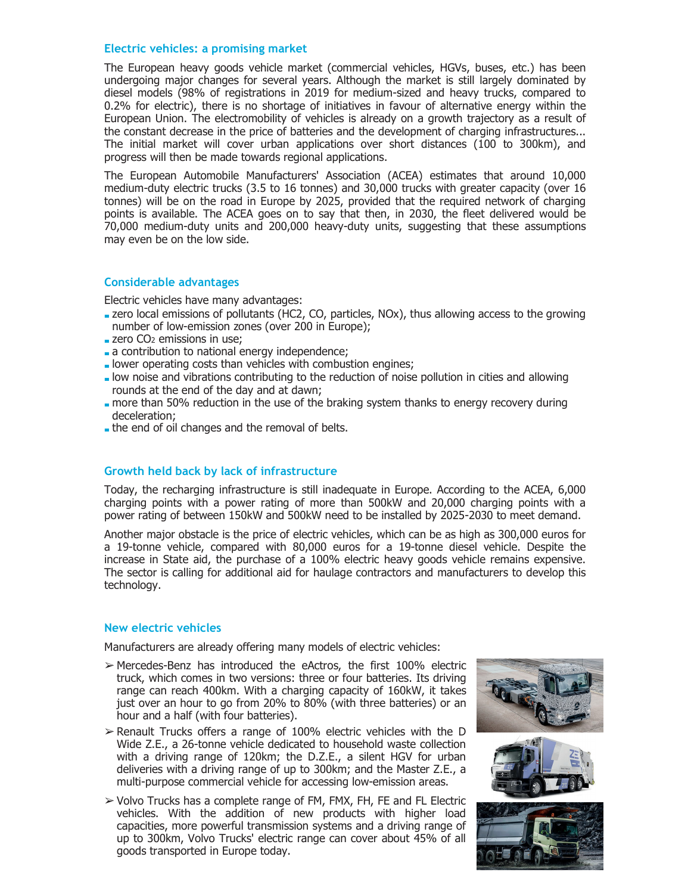## Electric vehicles: a promising market

The European heavy goods vehicle market (commercial vehicles, HGVs, buses, etc.) has been undergoing major changes for several years. Although the market is still largely dominated by diesel models (98% of registrations in 2019 for medium-sized and heavy trucks, compared to 0.2% for electric), there is no shortage of initiatives in favour of alternative energy within the European Union. The electromobility of vehicles is already on a growth trajectory as a result of the constant decrease in the price of batteries and the development of charging infrastructures... The initial market will cover urban applications over short distances (100 to 300km), and progress will then be made towards regional applications.

The European Automobile Manufacturers' Association (ACEA) estimates that around 10,000 medium-duty electric trucks (3.5 to 16 tonnes) and 30,000 trucks with greater capacity (over 16 tonnes) will be on the road in Europe by 2025, provided that the required network of charging points is available. The ACEA goes on to say that then, in 2030, the fleet delivered would be 70,000 medium-duty units and 200,000 heavy-duty units, suggesting that these assumptions may even be on the low side.

## Considerable advantages

Electric vehicles have many advantages:

- zero local emissions of pollutants (HC2, CO, particles, NOx), thus allowing access to the growing number of low-emission zones (over 200 in Europe);
- zero $CO_2$ emissions in use;
- a contribution to national energy independence;
- lower operating costs than vehicles with combustion engines;
- low noise and vibrations contributing to the reduction of noise pollution in cities and allowing rounds at the end of the day and at dawn;
- more than 50% reduction in the use of the braking system thanks to energy recovery during deceleration;
- the end of oil changes and the removal of belts.

## Growth held back by lack of infrastructure

Today, the recharging infrastructure is still inadequate in Europe. According to the ACEA, 6,000 charging points with a power rating of more than 500kW and 20,000 charging points with a power rating of between 150kW and 500kW need to be installed by 2025-2030 to meet demand.

Another major obstacle is the price of electric vehicles, which can be as high as 300,000 euros for a 19-tonne vehicle, compared with 80,000 euros for a 19-tonne diesel vehicle. Despite the increase in State aid, the purchase of a 100% electric heavy goods vehicle remains expensive. The sector is calling for additional aid for haulage contractors and manufacturers to develop this technology.

## New electric vehicles

Manufacturers are already offering many models of electric vehicles:

- Mercedes-Benz has introduced the eActros, the first 100% electric truck, which comes in two versions: three or four batteries. Its driving range can reach 400km. With a charging capacity of 160kW, it takes just over an hour to go from 20% to 80% (with three batteries) or an hour and a half (with four batteries).
- Renault Trucks offers a range of 100% electric vehicles with the D Wide Z.E., a 26-tonne vehicle dedicated to household waste collection with a driving range of 120km; the D.Z.E., a silent HGV for urban deliveries with a driving range of up to 300km; and the Master Z.E., a multi-purpose commercial vehicle for accessing low-emission areas.
- Volvo Trucks has a complete range of FM, FMX, FH, FE and FL Electric vehicles. With the addition of new products with higher load capacities, more powerful transmission systems and a driving range of up to 300km, Volvo Trucks' electric range can cover about 45% of all goods transported in Europe today.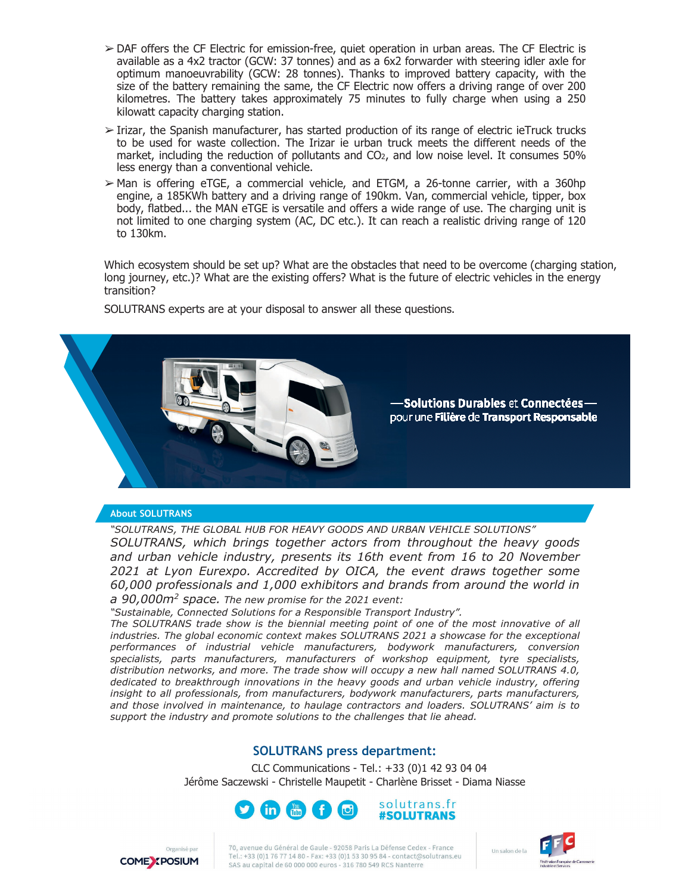- DAF offers the CF Electric for emission-free, quiet operation in urban areas. The CF Electric is available as a 4x2 tractor (GCW: 37 tonnes) and as a 6x2 forwarder with steering idler axle for optimum manoeuvrability (GCW: 28 tonnes). Thanks to improved battery capacity, with the size of the battery remaining the same, the CF Electric now offers a driving range of over 200 kilometres. The battery takes approximately 75 minutes to fully charge when using a 250 kilowatt capacity charging station.
- Irizar, the Spanish manufacturer, has started production of its range of electric ieTruck trucks to be used for waste collection. The Irizar ie urban truck meets the different needs of the market, including the reduction of pollutants and $CO_2$, and low noise level. It consumes 50% less energy than a conventional vehicle.
- Man is offering eTGE, a commercial vehicle, and ETGM, a 26-tonne carrier, with a 360hp engine, a 185KWh battery and a driving range of 190km. Van, commercial vehicle, tipper, box body, flatbed... the MAN eTGE is versatile and offers a wide range of use. The charging unit is not limited to one charging system (AC, DC etc.). It can reach a realistic driving range of 120 to 130km.

Which ecosystem should be set up? What are the obstacles that need to be overcome (charging station, long journey, etc.)? What are the existing offers? What is the future of electric vehicles in the energy transition?

SOLUTRANS experts are at your disposal to answer all these questions.

—**Solutions Durables** et **Connectées**—
pour une **Filière** de **Transport Responsable**

**About SOLUTRANS**

*"SOLUTRANS, THE GLOBAL HUB FOR HEAVY GOODS AND URBAN VEHICLE SOLUTIONS"*

*SOLUTRANS, which brings together actors from throughout the heavy goods and urban vehicle industry, presents its 16th event from 16 to 20 November 2021 at Lyon Eurexpo. Accredited by OICA, the event draws together some 60,000 professionals and 1,000 exhibitors and brands from around the world in a 90,000m$^2$ space. The new promise for the 2021 event:*

*"Sustainable, Connected Solutions for a Responsible Transport Industry".*

*The SOLUTRANS trade show is the biennial meeting point of one of the most innovative of all industries. The global economic context makes SOLUTRANS 2021 a showcase for the exceptional performances of industrial vehicle manufacturers, bodywork manufacturers, conversion specialists, parts manufacturers, manufacturers of workshop equipment, tyre specialists, distribution networks, and more. The trade show will occupy a new hall named SOLUTRANS 4.0, dedicated to breakthrough innovations in the heavy goods and urban vehicle industry, offering insight to all professionals, from manufacturers, bodywork manufacturers, parts manufacturers, and those involved in maintenance, to haulage contractors and loaders. SOLUTRANS' aim is to support the industry and promote solutions to the challenges that lie ahead.*

## SOLUTRANS press department:

CLC Communications - Tel.: +33 (0)1 42 93 04 04
Jérôme Saczewski - Christelle Maupetit - Charlène Brisset - Diama Niasse

solutrans.fr
**#SOLUTRANS**

Organisé par COMEXPOSIUM

70, avenue du Général de Gaule - 92058 Paris La Défense Cedex - France
Tel.: +33 (0)1 76 77 14 80 - Fax: +33 (0)1 53 30 95 84 - contact@solutrans.eu
SAS au capital de 60 000 000 euros - 316 780 549 RCS Nanterre

Un salon de la FFC – Fédération Française de Carrosserie Industries et Services